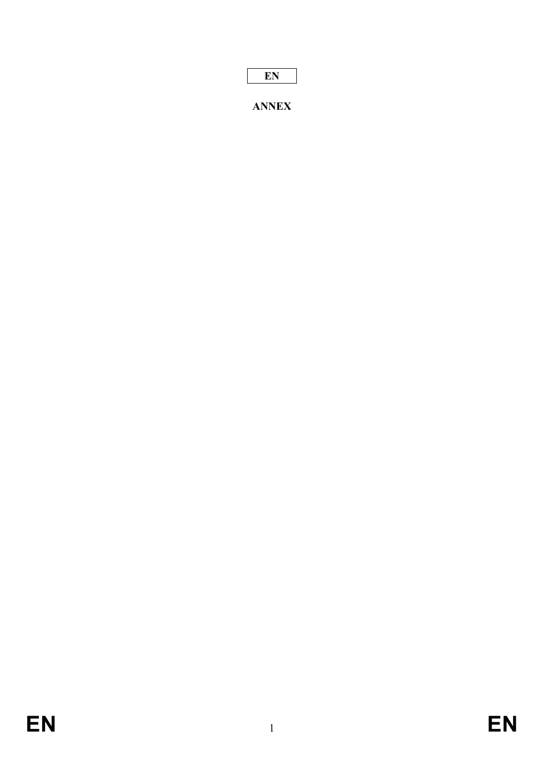EN

**ANNEX**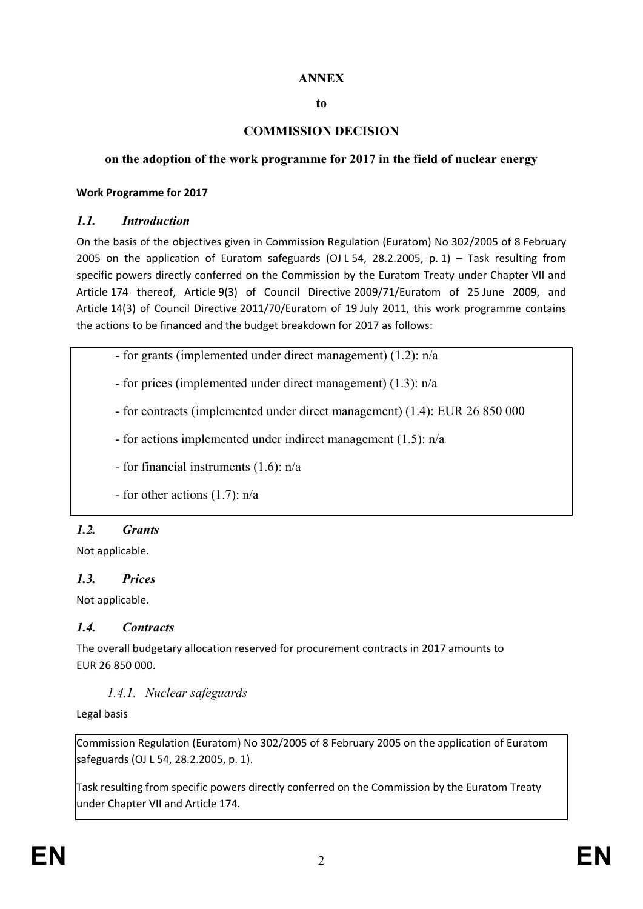# ANNEX

**to**

# COMMISSION DECISION

## on the adoption of the work programme for 2017 in the field of nuclear energy

**Work Programme for 2017**

### *1.1. Introduction*

On the basis of the objectives given in Commission Regulation (Euratom) No 302/2005 of 8 February 2005 on the application of Euratom safeguards (OJ L 54, 28.2.2005, p. 1) – Task resulting from specific powers directly conferred on the Commission by the Euratom Treaty under Chapter VII and Article 174 thereof, Article 9(3) of Council Directive 2009/71/Euratom of 25 June 2009, and Article 14(3) of Council Directive 2011/70/Euratom of 19 July 2011, this work programme contains the actions to be financed and the budget breakdown for 2017 as follows:

- for grants (implemented under direct management) (1.2): n/a
- for prices (implemented under direct management) (1.3): n/a
- for contracts (implemented under direct management) (1.4): EUR 26 850 000
- for actions implemented under indirect management (1.5): n/a
- for financial instruments (1.6): n/a
- for other actions (1.7): n/a

### *1.2. Grants*

Not applicable.

### *1.3. Prices*

Not applicable.

### *1.4. Contracts*

The overall budgetary allocation reserved for procurement contracts in 2017 amounts to EUR 26 850 000.

#### *1.4.1. Nuclear safeguards*

Legal basis

Commission Regulation (Euratom) No 302/2005 of 8 February 2005 on the application of Euratom safeguards (OJ L 54, 28.2.2005, p. 1).

Task resulting from specific powers directly conferred on the Commission by the Euratom Treaty under Chapter VII and Article 174.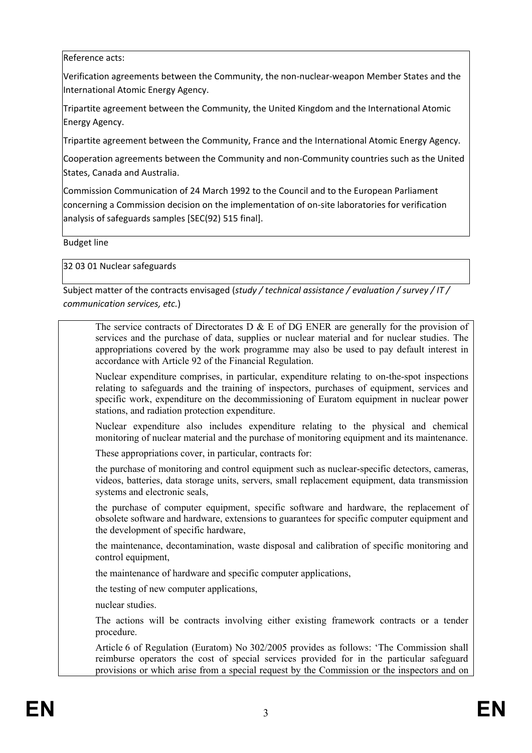Reference acts:

Verification agreements between the Community, the non-nuclear-weapon Member States and the International Atomic Energy Agency.

Tripartite agreement between the Community, the United Kingdom and the International Atomic Energy Agency.

Tripartite agreement between the Community, France and the International Atomic Energy Agency.

Cooperation agreements between the Community and non-Community countries such as the United States, Canada and Australia.

Commission Communication of 24 March 1992 to the Council and to the European Parliament concerning a Commission decision on the implementation of on-site laboratories for verification analysis of safeguards samples [SEC(92) 515 final].

Budget line

32 03 01 Nuclear safeguards

Subject matter of the contracts envisaged (*study / technical assistance / evaluation / survey / IT / communication services, etc.*)

The service contracts of Directorates D & E of DG ENER are generally for the provision of services and the purchase of data, supplies or nuclear material and for nuclear studies. The appropriations covered by the work programme may also be used to pay default interest in accordance with Article 92 of the Financial Regulation.

Nuclear expenditure comprises, in particular, expenditure relating to on-the-spot inspections relating to safeguards and the training of inspectors, purchases of equipment, services and specific work, expenditure on the decommissioning of Euratom equipment in nuclear power stations, and radiation protection expenditure.

Nuclear expenditure also includes expenditure relating to the physical and chemical monitoring of nuclear material and the purchase of monitoring equipment and its maintenance.

These appropriations cover, in particular, contracts for:

the purchase of monitoring and control equipment such as nuclear-specific detectors, cameras, videos, batteries, data storage units, servers, small replacement equipment, data transmission systems and electronic seals,

the purchase of computer equipment, specific software and hardware, the replacement of obsolete software and hardware, extensions to guarantees for specific computer equipment and the development of specific hardware,

the maintenance, decontamination, waste disposal and calibration of specific monitoring and control equipment,

the maintenance of hardware and specific computer applications,

the testing of new computer applications,

nuclear studies.

The actions will be contracts involving either existing framework contracts or a tender procedure.

Article 6 of Regulation (Euratom) No 302/2005 provides as follows: 'The Commission shall reimburse operators the cost of special services provided for in the particular safeguard provisions or which arise from a special request by the Commission or the inspectors and on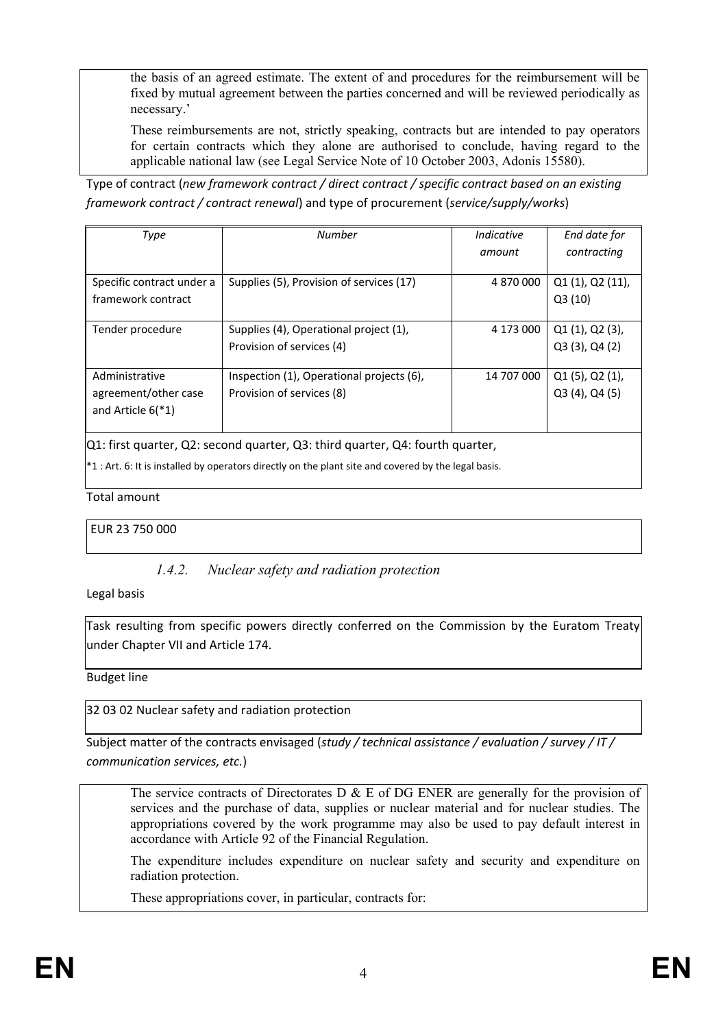the basis of an agreed estimate. The extent of and procedures for the reimbursement will be fixed by mutual agreement between the parties concerned and will be reviewed periodically as necessary.'

These reimbursements are not, strictly speaking, contracts but are intended to pay operators for certain contracts which they alone are authorised to conclude, having regard to the applicable national law (see Legal Service Note of 10 October 2003, Adonis 15580).

Type of contract (*new framework contract / direct contract / specific contract based on an existing framework contract / contract renewal*) and type of procurement (*service/supply/works*)

| *Type* | *Number* | *Indicative amount* | *End date for contracting* |
|---|---|---|---|
| Specific contract under a framework contract | Supplies (5), Provision of services (17) | 4 870 000 | Q1 (1), Q2 (11), Q3 (10) |
| Tender procedure | Supplies (4), Operational project (1), Provision of services (4) | 4 173 000 | Q1 (1), Q2 (3), Q3 (3), Q4 (2) |
| Administrative agreement/other case and Article 6(*1) | Inspection (1), Operational projects (6), Provision of services (8) | 14 707 000 | Q1 (5), Q2 (1), Q3 (4), Q4 (5) |
| Q1: first quarter, Q2: second quarter, Q3: third quarter, Q4: fourth quarter,<br>*1 : Art. 6: It is installed by operators directly on the plant site and covered by the legal basis. | | | |

Total amount

EUR 23 750 000

### *1.4.2. Nuclear safety and radiation protection*

Legal basis

Task resulting from specific powers directly conferred on the Commission by the Euratom Treaty under Chapter VII and Article 174.

Budget line

32 03 02 Nuclear safety and radiation protection

Subject matter of the contracts envisaged (*study / technical assistance / evaluation / survey / IT / communication services, etc.*)

The service contracts of Directorates D & E of DG ENER are generally for the provision of services and the purchase of data, supplies or nuclear material and for nuclear studies. The appropriations covered by the work programme may also be used to pay default interest in accordance with Article 92 of the Financial Regulation.

The expenditure includes expenditure on nuclear safety and security and expenditure on radiation protection.

These appropriations cover, in particular, contracts for: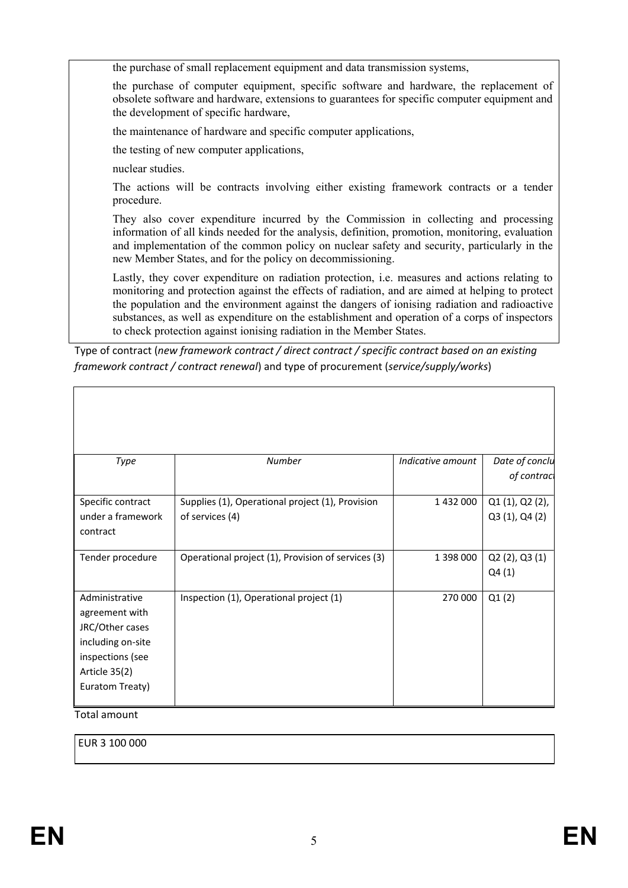the purchase of small replacement equipment and data transmission systems,

the purchase of computer equipment, specific software and hardware, the replacement of obsolete software and hardware, extensions to guarantees for specific computer equipment and the development of specific hardware,

the maintenance of hardware and specific computer applications,

the testing of new computer applications,

nuclear studies.

The actions will be contracts involving either existing framework contracts or a tender procedure.

They also cover expenditure incurred by the Commission in collecting and processing information of all kinds needed for the analysis, definition, promotion, monitoring, evaluation and implementation of the common policy on nuclear safety and security, particularly in the new Member States, and for the policy on decommissioning.

Lastly, they cover expenditure on radiation protection, i.e. measures and actions relating to monitoring and protection against the effects of radiation, and are aimed at helping to protect the population and the environment against the dangers of ionising radiation and radioactive substances, as well as expenditure on the establishment and operation of a corps of inspectors to check protection against ionising radiation in the Member States.

Type of contract (*new framework contract / direct contract / specific contract based on an existing framework contract / contract renewal*) and type of procurement (*service/supply/works*)

| *Type* | *Number* | *Indicative amount* | *Date of conclu of contract* |
|---|---|---|---|
| Specific contract under a framework contract | Supplies (1), Operational project (1), Provision of services (4) | 1 432 000 | Q1 (1), Q2 (2), Q3 (1), Q4 (2) |
| Tender procedure | Operational project (1), Provision of services (3) | 1 398 000 | Q2 (2), Q3 (1) Q4 (1) |
| Administrative agreement with JRC/Other cases including on-site inspections (see Article 35(2) Euratom Treaty) | Inspection (1), Operational project (1) | 270 000 | Q1 (2) |

Total amount

EUR 3 100 000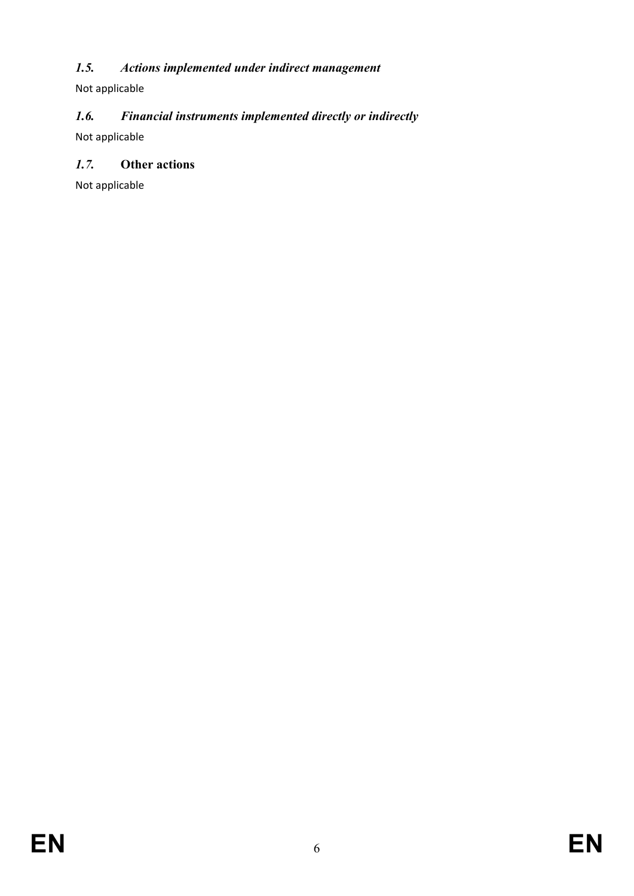### *1.5. Actions implemented under indirect management*

Not applicable

### *1.6. Financial instruments implemented directly or indirectly*

Not applicable

### *1.7.* **Other actions**

Not applicable